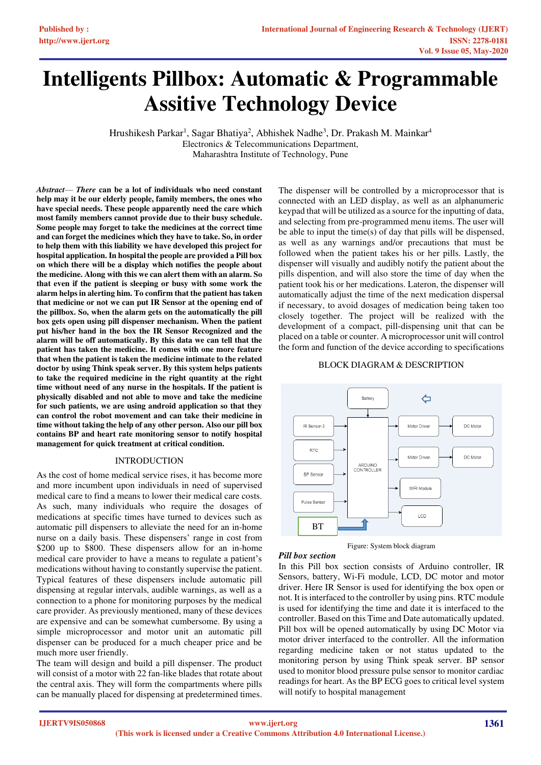# Intelligents Pillbox: Automatic & Programmable Assitive Technology Device

Hrushikesh Parkar[1], Sagar Bhatiya[2], Abhishek Nadhe[3], Dr. Prakash M. Mainkar[4]
Electronics & Telecommunications Department,
Maharashtra Institute of Technology, Pune

***Abstract*— There can be a lot of individuals who need constant help may it be our elderly people, family members, the ones who have special needs. These people apparently need the care which most family members cannot provide due to their busy schedule. Some people may forget to take the medicines at the correct time and can forget the medicines which they have to take. So, in order to help them with this liability we have developed this project for hospital application. In hospital the people are provided a Pill box on which there will be a display which notifies the people about the medicine. Along with this we can alert them with an alarm. So that even if the patient is sleeping or busy with some work the alarm helps in alerting him. To confirm that the patient has taken that medicine or not we can put IR Sensor at the opening end of the pillbox. So, when the alarm gets on the automatically the pill box gets open using pill dispenser mechanism. When the patient put his/her hand in the box the IR Sensor Recognized and the alarm will be off automatically. By this data we can tell that the patient has taken the medicine. It comes with one more feature that when the patient is taken the medicine intimate to the related doctor by using Think speak server. By this system helps patients to take the required medicine in the right quantity at the right time without need of any nurse in the hospitals. If the patient is physically disabled and not able to move and take the medicine for such patients, we are using android application so that they can control the robot movement and can take their medicine in time without taking the help of any other person. Also our pill box contains BP and heart rate monitoring sensor to notify hospital management for quick treatment at critical condition.**

## INTRODUCTION

As the cost of home medical service rises, it has become more and more incumbent upon individuals in need of supervised medical care to find a means to lower their medical care costs. As such, many individuals who require the dosages of medications at specific times have turned to devices such as automatic pill dispensers to alleviate the need for an in-home nurse on a daily basis. These dispensers' range in cost from $200 up to $800. These dispensers allow for an in-home medical care provider to have a means to regulate a patient's medications without having to constantly supervise the patient. Typical features of these dispensers include automatic pill dispensing at regular intervals, audible warnings, as well as a connection to a phone for monitoring purposes by the medical care provider. As previously mentioned, many of these devices are expensive and can be somewhat cumbersome. By using a simple microprocessor and motor unit an automatic pill dispenser can be produced for a much cheaper price and be much more user friendly.

The team will design and build a pill dispenser. The product will consist of a motor with 22 fan-like blades that rotate about the central axis. They will form the compartments where pills can be manually placed for dispensing at predetermined times. The dispenser will be controlled by a microprocessor that is connected with an LED display, as well as an alphanumeric keypad that will be utilized as a source for the inputting of data, and selecting from pre-programmed menu items. The user will be able to input the time(s) of day that pills will be dispensed, as well as any warnings and/or precautions that must be followed when the patient takes his or her pills. Lastly, the dispenser will visually and audibly notify the patient about the pills dispention, and will also store the time of day when the patient took his or her medications. Lateron, the dispenser will automatically adjust the time of the next medication dispersal if necessary, to avoid dosages of medication being taken too closely together. The project will be realized with the development of a compact, pill-dispensing unit that can be placed on a table or counter. A microprocessor unit will control the form and function of the device according to specifications

## BLOCK DIAGRAM & DESCRIPTION

Figure: System block diagram

### *Pill box section*

In this Pill box section consists of Arduino controller, IR Sensors, battery, Wi-Fi module, LCD, DC motor and motor driver. Here IR Sensor is used for identifying the box open or not. It is interfaced to the controller by using pins. RTC module is used for identifying the time and date it is interfaced to the controller. Based on this Time and Date automatically updated. Pill box will be opened automatically by using DC Motor via motor driver interfaced to the controller. All the information regarding medicine taken or not status updated to the monitoring person by using Think speak server. BP sensor used to monitor blood pressure pulse sensor to monitor cardiac readings for heart. As the BP ECG goes to critical level system will notify to hospital management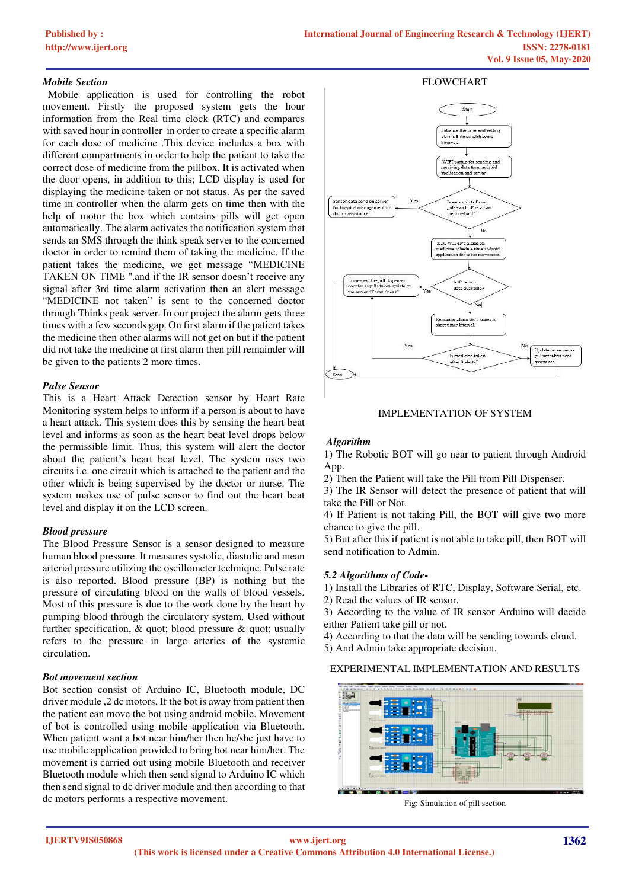***Mobile Section***

Mobile application is used for controlling the robot movement. Firstly the proposed system gets the hour information from the Real time clock (RTC) and compares with saved hour in controller in order to create a specific alarm for each dose of medicine .This device includes a box with different compartments in order to help the patient to take the correct dose of medicine from the pillbox. It is activated when the door opens, in addition to this; LCD display is used for displaying the medicine taken or not status. As per the saved time in controller when the alarm gets on time then with the help of motor the box which contains pills will get open automatically. The alarm activates the notification system that sends an SMS through the think speak server to the concerned doctor in order to remind them of taking the medicine. If the patient takes the medicine, we get message "MEDICINE TAKEN ON TIME ".and if the IR sensor doesn't receive any signal after 3rd time alarm activation then an alert message "MEDICINE not taken" is sent to the concerned doctor through Thinks peak server. In our project the alarm gets three times with a few seconds gap. On first alarm if the patient takes the medicine then other alarms will not get on but if the patient did not take the medicine at first alarm then pill remainder will be given to the patients 2 more times.

***Pulse Sensor***

This is a Heart Attack Detection sensor by Heart Rate Monitoring system helps to inform if a person is about to have a heart attack. This system does this by sensing the heart beat level and informs as soon as the heart beat level drops below the permissible limit. Thus, this system will alert the doctor about the patient's heart beat level. The system uses two circuits i.e. one circuit which is attached to the patient and the other which is being supervised by the doctor or nurse. The system makes use of pulse sensor to find out the heart beat level and display it on the LCD screen.

***Blood pressure***

The Blood Pressure Sensor is a sensor designed to measure human blood pressure. It measures systolic, diastolic and mean arterial pressure utilizing the oscillometer technique. Pulse rate is also reported. Blood pressure (BP) is nothing but the pressure of circulating blood on the walls of blood vessels. Most of this pressure is due to the work done by the heart by pumping blood through the circulatory system. Used without further specification, & quot; blood pressure & quot; usually refers to the pressure in large arteries of the systemic circulation.

***Bot movement section***

Bot section consist of Arduino IC, Bluetooth module, DC driver module ,2 dc motors. If the bot is away from patient then the patient can move the bot using android mobile. Movement of bot is controlled using mobile application via Bluetooth. When patient want a bot near him/her then he/she just have to use mobile application provided to bring bot near him/her. The movement is carried out using mobile Bluetooth and receiver Bluetooth module which then send signal to Arduino IC which then send signal to dc driver module and then according to that dc motors performs a respective movement.

FLOWCHART

IMPLEMENTATION OF SYSTEM

***Algorithm***

1) The Robotic BOT will go near to patient through Android App.
2) Then the Patient will take the Pill from Pill Dispenser.
3) The IR Sensor will detect the presence of patient that will take the Pill or Not.
4) If Patient is not taking Pill, the BOT will give two more chance to give the pill.
5) But after this if patient is not able to take pill, then BOT will send notification to Admin.

***5.2 Algorithms of Code-***

1) Install the Libraries of RTC, Display, Software Serial, etc.
2) Read the values of IR sensor.
3) According to the value of IR sensor Arduino will decide either Patient take pill or not.
4) According to that the data will be sending towards cloud.
5) And Admin take appropriate decision.

EXPERIMENTAL IMPLEMENTATION AND RESULTS

Fig: Simulation of pill section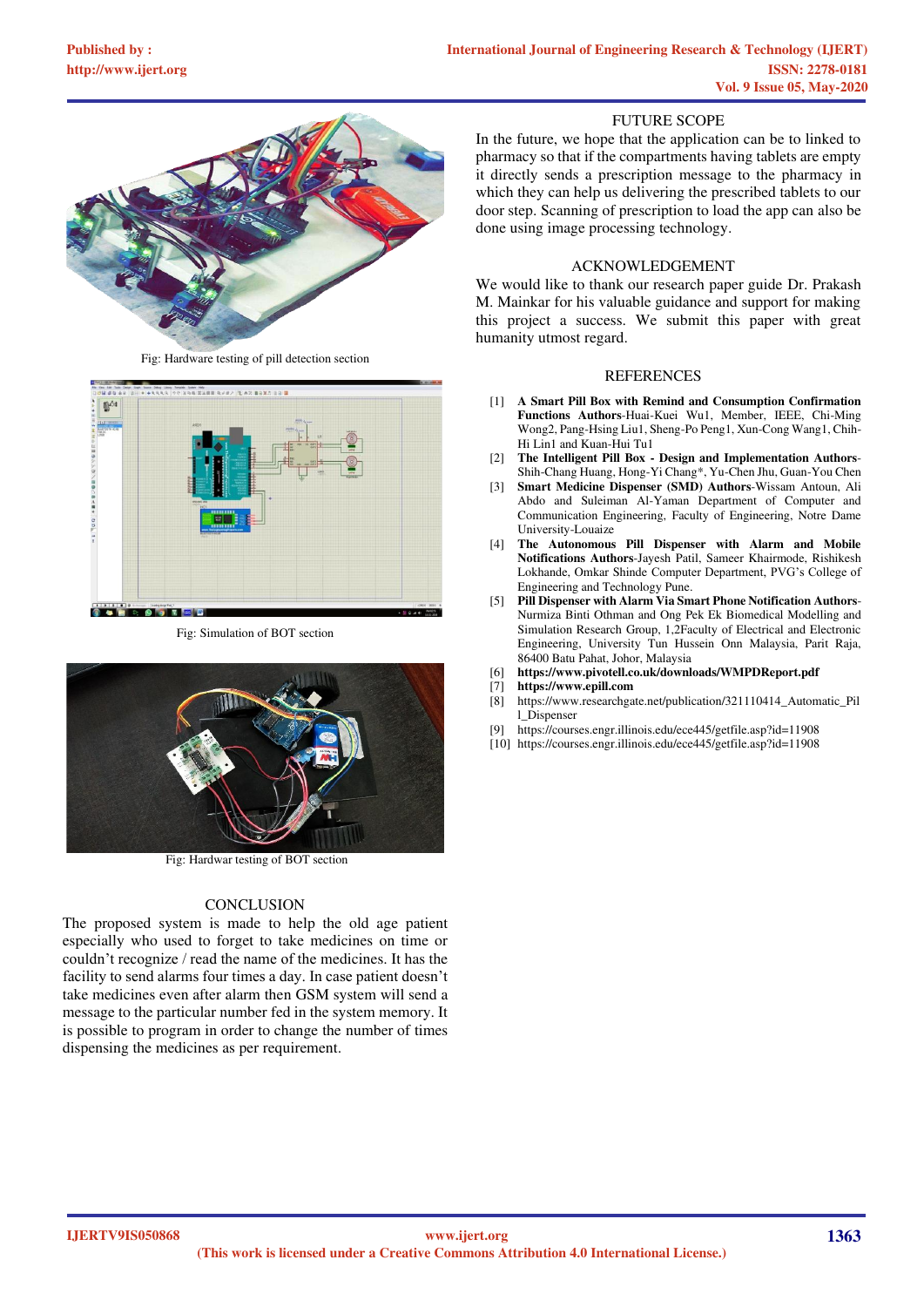Fig: Hardware testing of pill detection section

Fig: Simulation of BOT section

Fig: Hardwar testing of BOT section

## CONCLUSION

The proposed system is made to help the old age patient especially who used to forget to take medicines on time or couldn't recognize / read the name of the medicines. It has the facility to send alarms four times a day. In case patient doesn't take medicines even after alarm then GSM system will send a message to the particular number fed in the system memory. It is possible to program in order to change the number of times dispensing the medicines as per requirement.

## FUTURE SCOPE

In the future, we hope that the application can be to linked to pharmacy so that if the compartments having tablets are empty it directly sends a prescription message to the pharmacy in which they can help us delivering the prescribed tablets to our door step. Scanning of prescription to load the app can also be done using image processing technology.

## ACKNOWLEDGEMENT

We would like to thank our research paper guide Dr. Prakash M. Mainkar for his valuable guidance and support for making this project a success. We submit this paper with great humanity utmost regard.

## REFERENCES

[1] **A Smart Pill Box with Remind and Consumption Confirmation Functions Authors**-Huai-Kuei Wu1, Member, IEEE, Chi-Ming Wong2, Pang-Hsing Liu1, Sheng-Po Peng1, Xun-Cong Wang1, Chih-Hi Lin1 and Kuan-Hui Tu1

[2] **The Intelligent Pill Box - Design and Implementation Authors**-Shih-Chang Huang, Hong-Yi Chang\*, Yu-Chen Jhu, Guan-You Chen

[3] **Smart Medicine Dispenser (SMD) Authors**-Wissam Antoun, Ali Abdo and Suleiman Al-Yaman Department of Computer and Communication Engineering, Faculty of Engineering, Notre Dame University-Louaize

[4] **The Autonomous Pill Dispenser with Alarm and Mobile Notifications Authors**-Jayesh Patil, Sameer Khairmode, Rishikesh Lokhande, Omkar Shinde Computer Department, PVG's College of Engineering and Technology Pune.

[5] **Pill Dispenser with Alarm Via Smart Phone Notification Authors**-Nurmiza Binti Othman and Ong Pek Ek Biomedical Modelling and Simulation Research Group, 1,2Faculty of Electrical and Electronic Engineering, University Tun Hussein Onn Malaysia, Parit Raja, 86400 Batu Pahat, Johor, Malaysia

[6] **https://www.pivotell.co.uk/downloads/WMPDReport.pdf**

[7] **https://www.epill.com**

[8] https://www.researchgate.net/publication/321110414_Automatic_Pill_Dispenser

[9] https://courses.engr.illinois.edu/ece445/getfile.asp?id=11908

[10] https://courses.engr.illinois.edu/ece445/getfile.asp?id=11908